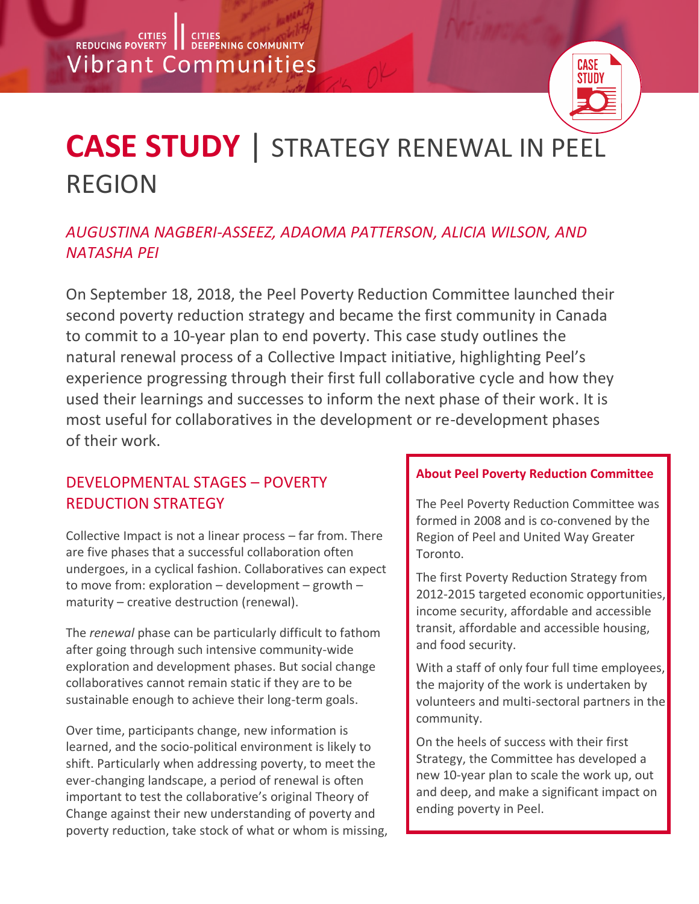CITIES REDUCING POVERTY | CITIES DEEPENING COMMUNITY
Vibrant Communities

# CASE STUDY | STRATEGY RENEWAL IN PEEL REGION

*AUGUSTINA NAGBERI-ASSEEZ, ADAOMA PATTERSON, ALICIA WILSON, AND NATASHA PEI*

On September 18, 2018, the Peel Poverty Reduction Committee launched their second poverty reduction strategy and became the first community in Canada to commit to a 10-year plan to end poverty. This case study outlines the natural renewal process of a Collective Impact initiative, highlighting Peel's experience progressing through their first full collaborative cycle and how they used their learnings and successes to inform the next phase of their work. It is most useful for collaboratives in the development or re-development phases of their work.

## DEVELOPMENTAL STAGES – POVERTY REDUCTION STRATEGY

Collective Impact is not a linear process – far from. There are five phases that a successful collaboration often undergoes, in a cyclical fashion. Collaboratives can expect to move from: exploration – development – growth – maturity – creative destruction (renewal).

The *renewal* phase can be particularly difficult to fathom after going through such intensive community-wide exploration and development phases. But social change collaboratives cannot remain static if they are to be sustainable enough to achieve their long-term goals.

Over time, participants change, new information is learned, and the socio-political environment is likely to shift. Particularly when addressing poverty, to meet the ever-changing landscape, a period of renewal is often important to test the collaborative's original Theory of Change against their new understanding of poverty and poverty reduction, take stock of what or whom is missing,

> **About Peel Poverty Reduction Committee**
>
> The Peel Poverty Reduction Committee was formed in 2008 and is co-convened by the Region of Peel and United Way Greater Toronto.
>
> The first Poverty Reduction Strategy from 2012-2015 targeted economic opportunities, income security, affordable and accessible transit, affordable and accessible housing, and food security.
>
> With a staff of only four full time employees, the majority of the work is undertaken by volunteers and multi-sectoral partners in the community.
>
> On the heels of success with their first Strategy, the Committee has developed a new 10-year plan to scale the work up, out and deep, and make a significant impact on ending poverty in Peel.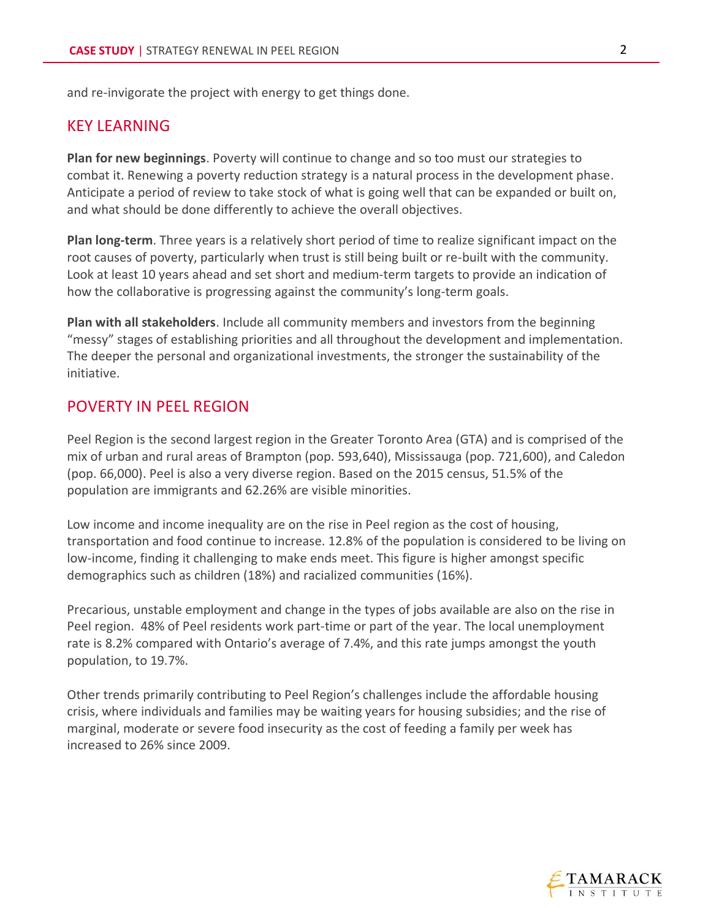and re-invigorate the project with energy to get things done.

## KEY LEARNING

**Plan for new beginnings**. Poverty will continue to change and so too must our strategies to combat it. Renewing a poverty reduction strategy is a natural process in the development phase. Anticipate a period of review to take stock of what is going well that can be expanded or built on, and what should be done differently to achieve the overall objectives.

**Plan long-term**. Three years is a relatively short period of time to realize significant impact on the root causes of poverty, particularly when trust is still being built or re-built with the community. Look at least 10 years ahead and set short and medium-term targets to provide an indication of how the collaborative is progressing against the community's long-term goals.

**Plan with all stakeholders**. Include all community members and investors from the beginning "messy" stages of establishing priorities and all throughout the development and implementation. The deeper the personal and organizational investments, the stronger the sustainability of the initiative.

## POVERTY IN PEEL REGION

Peel Region is the second largest region in the Greater Toronto Area (GTA) and is comprised of the mix of urban and rural areas of Brampton (pop. 593,640), Mississauga (pop. 721,600), and Caledon (pop. 66,000). Peel is also a very diverse region. Based on the 2015 census, 51.5% of the population are immigrants and 62.26% are visible minorities.

Low income and income inequality are on the rise in Peel region as the cost of housing, transportation and food continue to increase. 12.8% of the population is considered to be living on low-income, finding it challenging to make ends meet. This figure is higher amongst specific demographics such as children (18%) and racialized communities (16%).

Precarious, unstable employment and change in the types of jobs available are also on the rise in Peel region. 48% of Peel residents work part-time or part of the year. The local unemployment rate is 8.2% compared with Ontario's average of 7.4%, and this rate jumps amongst the youth population, to 19.7%.

Other trends primarily contributing to Peel Region's challenges include the affordable housing crisis, where individuals and families may be waiting years for housing subsidies; and the rise of marginal, moderate or severe food insecurity as the cost of feeding a family per week has increased to 26% since 2009.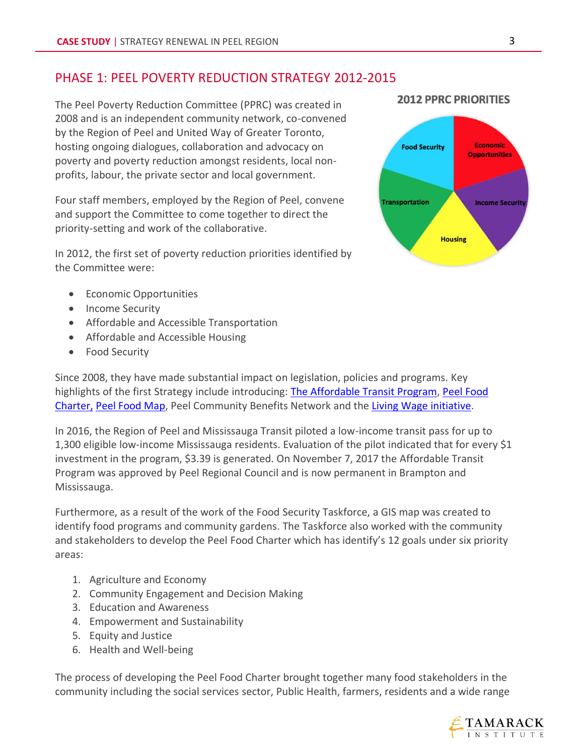## PHASE 1: PEEL POVERTY REDUCTION STRATEGY 2012-2015

The Peel Poverty Reduction Committee (PPRC) was created in 2008 and is an independent community network, co-convened by the Region of Peel and United Way of Greater Toronto, hosting ongoing dialogues, collaboration and advocacy on poverty and poverty reduction amongst residents, local non-profits, labour, the private sector and local government.

Four staff members, employed by the Region of Peel, convene and support the Committee to come together to direct the priority-setting and work of the collaborative.

In 2012, the first set of poverty reduction priorities identified by the Committee were:

2012 PPRC PRIORITIES

Food Security

Economic Opportunities

Transportation

Income Security

Housing

- Economic Opportunities
- Income Security
- Affordable and Accessible Transportation
- Affordable and Accessible Housing
- Food Security

Since 2008, they have made substantial impact on legislation, policies and programs. Key highlights of the first Strategy include introducing: The Affordable Transit Program, Peel Food Charter, Peel Food Map, Peel Community Benefits Network and the Living Wage initiative.

In 2016, the Region of Peel and Mississauga Transit piloted a low-income transit pass for up to 1,300 eligible low-income Mississauga residents. Evaluation of the pilot indicated that for every $1 investment in the program, $3.39 is generated. On November 7, 2017 the Affordable Transit Program was approved by Peel Regional Council and is now permanent in Brampton and Mississauga.

Furthermore, as a result of the work of the Food Security Taskforce, a GIS map was created to identify food programs and community gardens. The Taskforce also worked with the community and stakeholders to develop the Peel Food Charter which has identify's 12 goals under six priority areas:

1. Agriculture and Economy
2. Community Engagement and Decision Making
3. Education and Awareness
4. Empowerment and Sustainability
5. Equity and Justice
6. Health and Well-being

The process of developing the Peel Food Charter brought together many food stakeholders in the community including the social services sector, Public Health, farmers, residents and a wide range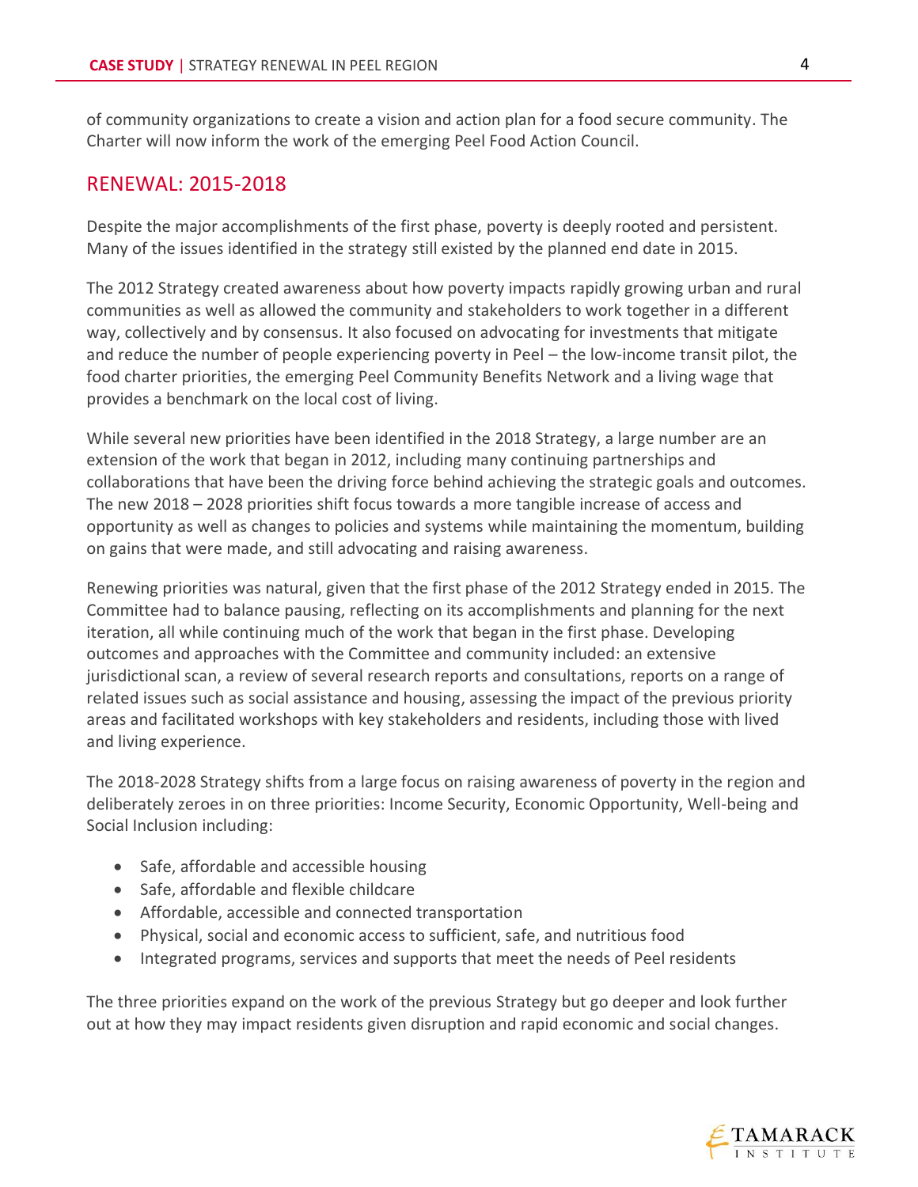of community organizations to create a vision and action plan for a food secure community. The Charter will now inform the work of the emerging Peel Food Action Council.

## RENEWAL: 2015-2018

Despite the major accomplishments of the first phase, poverty is deeply rooted and persistent. Many of the issues identified in the strategy still existed by the planned end date in 2015.

The 2012 Strategy created awareness about how poverty impacts rapidly growing urban and rural communities as well as allowed the community and stakeholders to work together in a different way, collectively and by consensus. It also focused on advocating for investments that mitigate and reduce the number of people experiencing poverty in Peel – the low-income transit pilot, the food charter priorities, the emerging Peel Community Benefits Network and a living wage that provides a benchmark on the local cost of living.

While several new priorities have been identified in the 2018 Strategy, a large number are an extension of the work that began in 2012, including many continuing partnerships and collaborations that have been the driving force behind achieving the strategic goals and outcomes. The new 2018 – 2028 priorities shift focus towards a more tangible increase of access and opportunity as well as changes to policies and systems while maintaining the momentum, building on gains that were made, and still advocating and raising awareness.

Renewing priorities was natural, given that the first phase of the 2012 Strategy ended in 2015. The Committee had to balance pausing, reflecting on its accomplishments and planning for the next iteration, all while continuing much of the work that began in the first phase. Developing outcomes and approaches with the Committee and community included: an extensive jurisdictional scan, a review of several research reports and consultations, reports on a range of related issues such as social assistance and housing, assessing the impact of the previous priority areas and facilitated workshops with key stakeholders and residents, including those with lived and living experience.

The 2018-2028 Strategy shifts from a large focus on raising awareness of poverty in the region and deliberately zeroes in on three priorities: Income Security, Economic Opportunity, Well-being and Social Inclusion including:

- Safe, affordable and accessible housing
- Safe, affordable and flexible childcare
- Affordable, accessible and connected transportation
- Physical, social and economic access to sufficient, safe, and nutritious food
- Integrated programs, services and supports that meet the needs of Peel residents

The three priorities expand on the work of the previous Strategy but go deeper and look further out at how they may impact residents given disruption and rapid economic and social changes.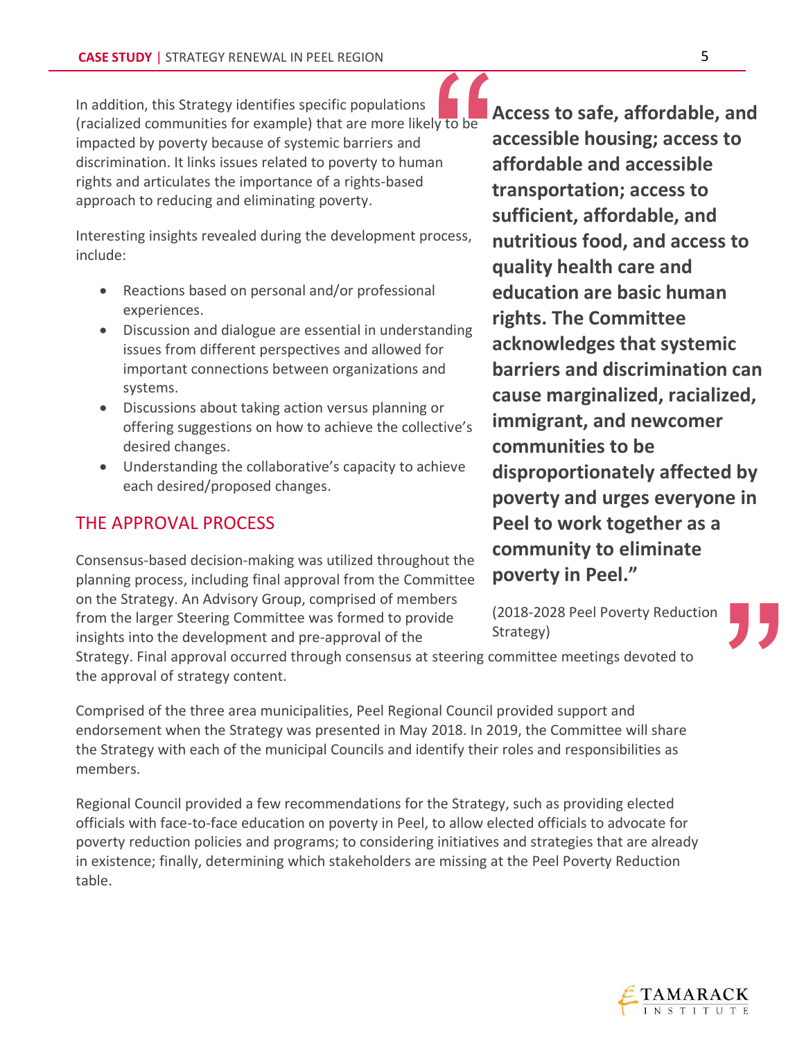In addition, this Strategy identifies specific populations (racialized communities for example) that are more likely to be impacted by poverty because of systemic barriers and discrimination. It links issues related to poverty to human rights and articulates the importance of a rights-based approach to reducing and eliminating poverty.

> **"Access to safe, affordable, and accessible housing; access to affordable and accessible transportation; access to sufficient, affordable, and nutritious food, and access to quality health care and education are basic human rights. The Committee acknowledges that systemic barriers and discrimination can cause marginalized, racialized, immigrant, and newcomer communities to be disproportionately affected by poverty and urges everyone in Peel to work together as a community to eliminate poverty in Peel."**
>
> (2018-2028 Peel Poverty Reduction Strategy)

Interesting insights revealed during the development process, include:

- Reactions based on personal and/or professional experiences.
- Discussion and dialogue are essential in understanding issues from different perspectives and allowed for important connections between organizations and systems.
- Discussions about taking action versus planning or offering suggestions on how to achieve the collective's desired changes.
- Understanding the collaborative's capacity to achieve each desired/proposed changes.

## THE APPROVAL PROCESS

Consensus-based decision-making was utilized throughout the planning process, including final approval from the Committee on the Strategy. An Advisory Group, comprised of members from the larger Steering Committee was formed to provide insights into the development and pre-approval of the Strategy. Final approval occurred through consensus at steering committee meetings devoted to the approval of strategy content.

Comprised of the three area municipalities, Peel Regional Council provided support and endorsement when the Strategy was presented in May 2018. In 2019, the Committee will share the Strategy with each of the municipal Councils and identify their roles and responsibilities as members.

Regional Council provided a few recommendations for the Strategy, such as providing elected officials with face-to-face education on poverty in Peel, to allow elected officials to advocate for poverty reduction policies and programs; to considering initiatives and strategies that are already in existence; finally, determining which stakeholders are missing at the Peel Poverty Reduction table.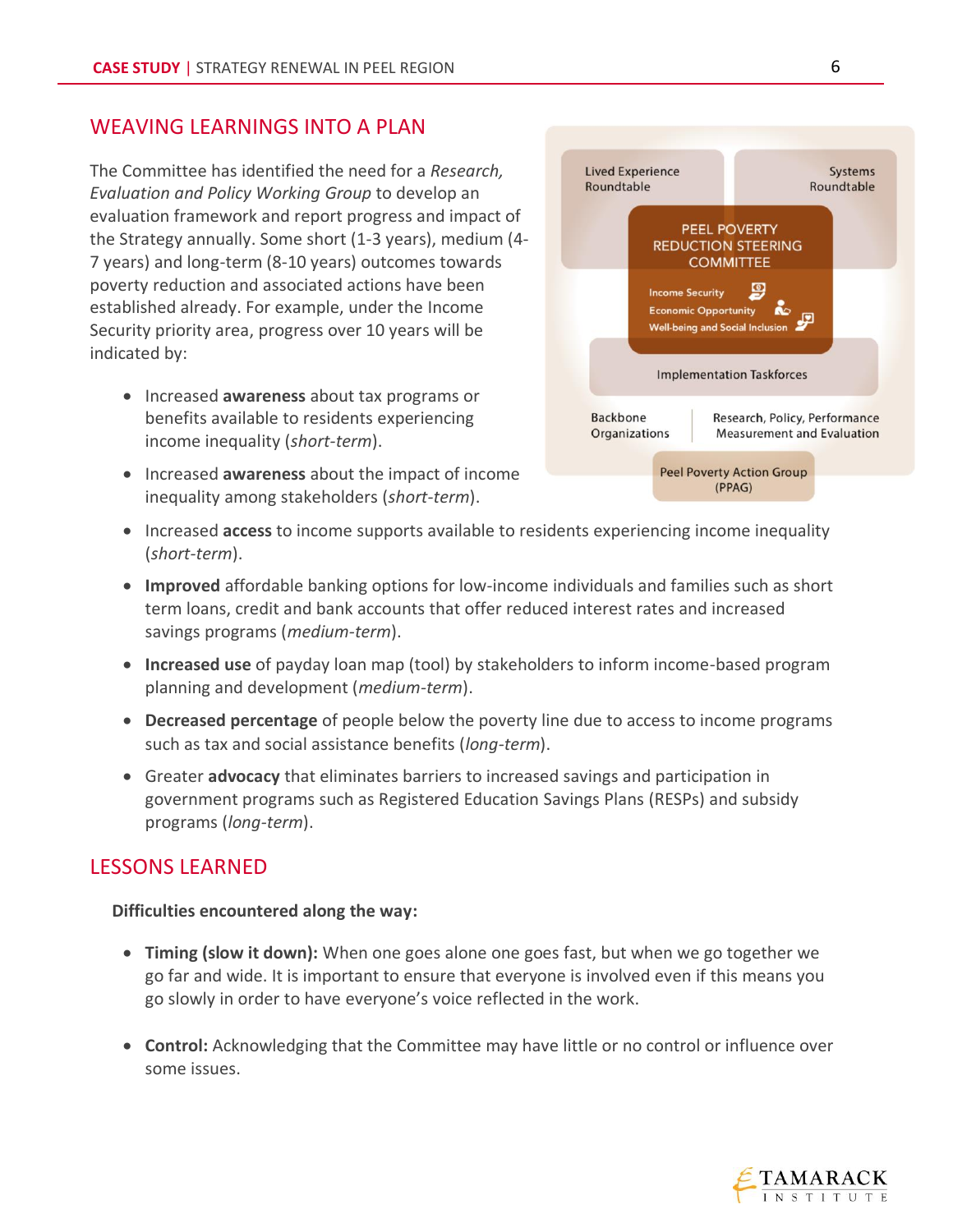## WEAVING LEARNINGS INTO A PLAN

The Committee has identified the need for a *Research, Evaluation and Policy Working Group* to develop an evaluation framework and report progress and impact of the Strategy annually. Some short (1-3 years), medium (4-7 years) and long-term (8-10 years) outcomes towards poverty reduction and associated actions have been established already. For example, under the Income Security priority area, progress over 10 years will be indicated by:

Lived Experience Roundtable

Systems Roundtable

PEEL POVERTY REDUCTION STEERING COMMITTEE

Income Security

Economic Opportunity

Well-being and Social Inclusion

Implementation Taskforces

Backbone Organizations

Research, Policy, Performance Measurement and Evaluation

Peel Poverty Action Group (PPAG)

- Increased **awareness** about tax programs or benefits available to residents experiencing income inequality (*short-term*).
- Increased **awareness** about the impact of income inequality among stakeholders (*short-term*).
- Increased **access** to income supports available to residents experiencing income inequality (*short-term*).
- **Improved** affordable banking options for low-income individuals and families such as short term loans, credit and bank accounts that offer reduced interest rates and increased savings programs (*medium-term*).
- **Increased use** of payday loan map (tool) by stakeholders to inform income-based program planning and development (*medium-term*).
- **Decreased percentage** of people below the poverty line due to access to income programs such as tax and social assistance benefits (*long-term*).
- Greater **advocacy** that eliminates barriers to increased savings and participation in government programs such as Registered Education Savings Plans (RESPs) and subsidy programs (*long-term*).

## LESSONS LEARNED

**Difficulties encountered along the way:**

- **Timing (slow it down):** When one goes alone one goes fast, but when we go together we go far and wide. It is important to ensure that everyone is involved even if this means you go slowly in order to have everyone's voice reflected in the work.
- **Control:** Acknowledging that the Committee may have little or no control or influence over some issues.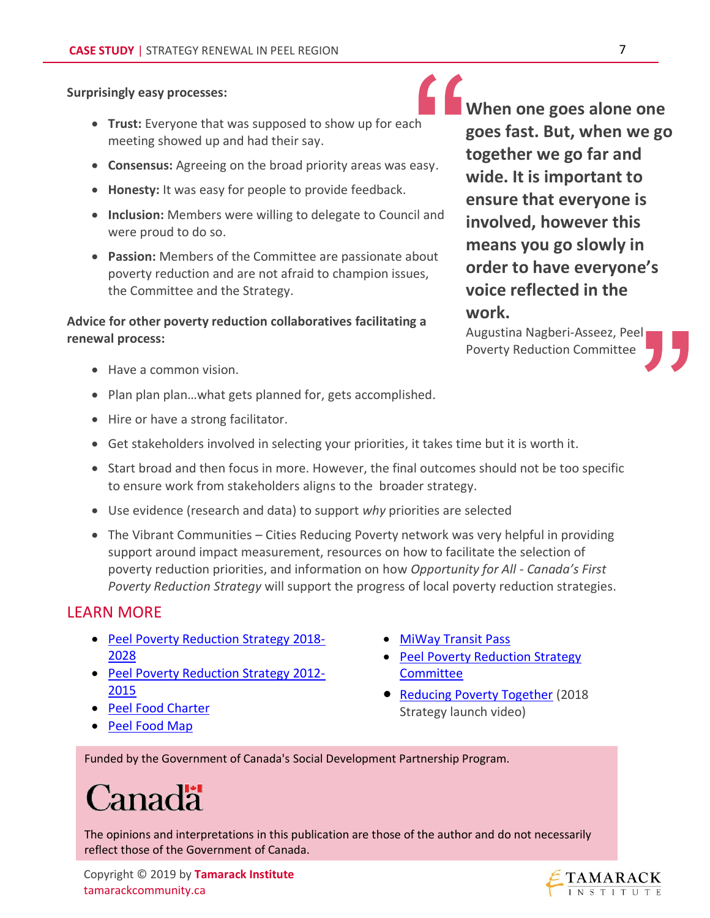**Surprisingly easy processes:**

- **Trust:** Everyone that was supposed to show up for each meeting showed up and had their say.
- **Consensus:** Agreeing on the broad priority areas was easy.
- **Honesty:** It was easy for people to provide feedback.
- **Inclusion:** Members were willing to delegate to Council and were proud to do so.
- **Passion:** Members of the Committee are passionate about poverty reduction and are not afraid to champion issues, the Committee and the Strategy.

> **When one goes alone one goes fast. But, when we go together we go far and wide. It is important to ensure that everyone is involved, however this means you go slowly in order to have everyone's voice reflected in the work.**
>
> Augustina Nagberi-Asseez, Peel Poverty Reduction Committee

**Advice for other poverty reduction collaboratives facilitating a renewal process:**

- Have a common vision.
- Plan plan plan…what gets planned for, gets accomplished.
- Hire or have a strong facilitator.
- Get stakeholders involved in selecting your priorities, it takes time but it is worth it.
- Start broad and then focus in more. However, the final outcomes should not be too specific to ensure work from stakeholders aligns to the broader strategy.
- Use evidence (research and data) to support *why* priorities are selected
- The Vibrant Communities – Cities Reducing Poverty network was very helpful in providing support around impact measurement, resources on how to facilitate the selection of poverty reduction priorities, and information on how *Opportunity for All - Canada's First Poverty Reduction Strategy* will support the progress of local poverty reduction strategies.

## LEARN MORE

- Peel Poverty Reduction Strategy 2018-2028
- Peel Poverty Reduction Strategy 2012-2015
- Peel Food Charter
- Peel Food Map
- MiWay Transit Pass
- Peel Poverty Reduction Strategy Committee
- Reducing Poverty Together (2018 Strategy launch video)

Funded by the Government of Canada's Social Development Partnership Program.

Canada

The opinions and interpretations in this publication are those of the author and do not necessarily reflect those of the Government of Canada.

Copyright © 2019 by **Tamarack Institute**
tamarackcommunity.ca

TAMARACK INSTITUTE